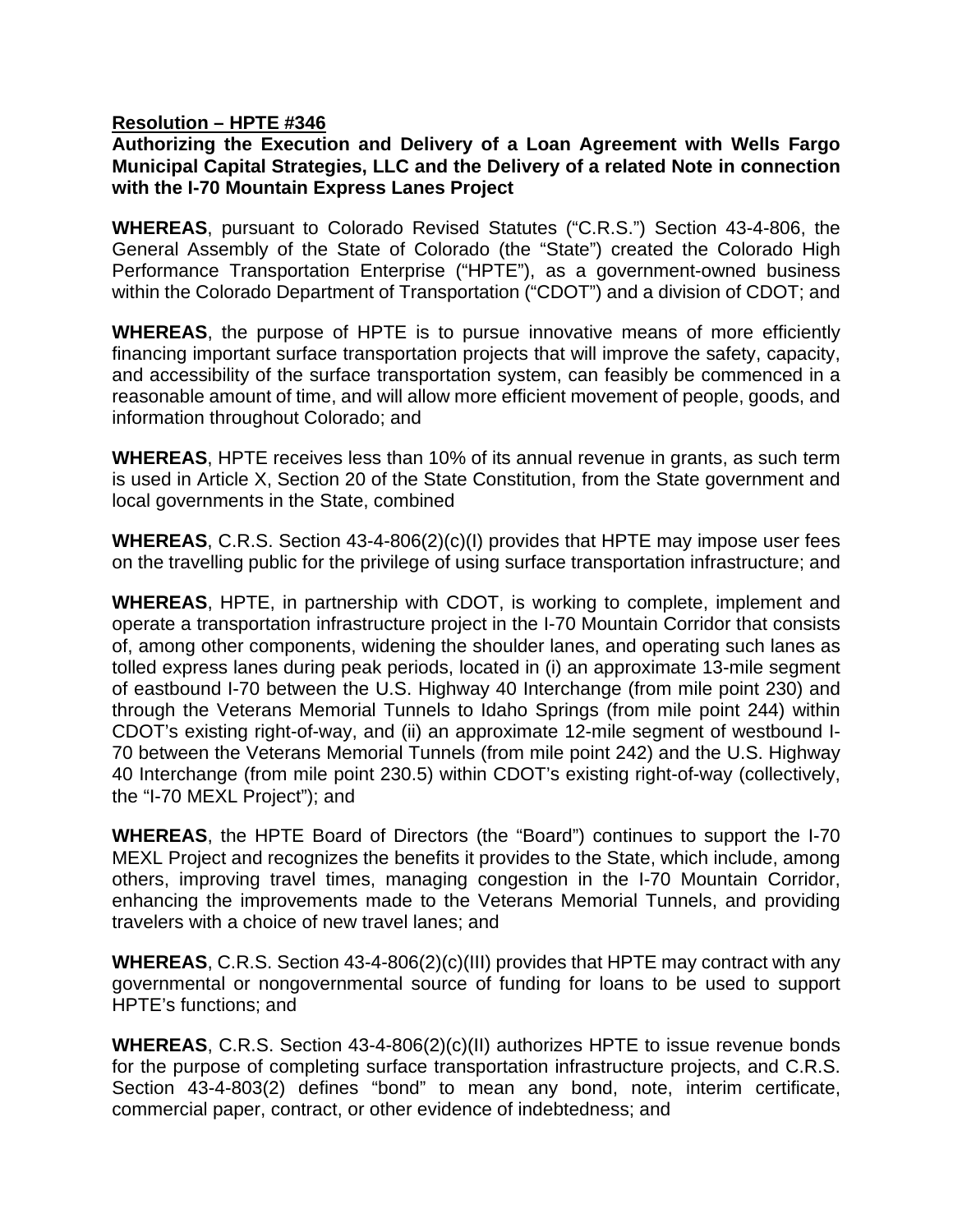**<u>Resolution – HPTE #346</u>**

**Authorizing the Execution and Delivery of a Loan Agreement with Wells Fargo Municipal Capital Strategies, LLC and the Delivery of a related Note in connection with the I-70 Mountain Express Lanes Project**

**WHEREAS**, pursuant to Colorado Revised Statutes ("C.R.S.") Section 43-4-806, the General Assembly of the State of Colorado (the "State") created the Colorado High Performance Transportation Enterprise ("HPTE"), as a government-owned business within the Colorado Department of Transportation ("CDOT") and a division of CDOT; and

**WHEREAS**, the purpose of HPTE is to pursue innovative means of more efficiently financing important surface transportation projects that will improve the safety, capacity, and accessibility of the surface transportation system, can feasibly be commenced in a reasonable amount of time, and will allow more efficient movement of people, goods, and information throughout Colorado; and

**WHEREAS**, HPTE receives less than 10% of its annual revenue in grants, as such term is used in Article X, Section 20 of the State Constitution, from the State government and local governments in the State, combined

**WHEREAS**, C.R.S. Section 43-4-806(2)(c)(I) provides that HPTE may impose user fees on the travelling public for the privilege of using surface transportation infrastructure; and

**WHEREAS**, HPTE, in partnership with CDOT, is working to complete, implement and operate a transportation infrastructure project in the I-70 Mountain Corridor that consists of, among other components, widening the shoulder lanes, and operating such lanes as tolled express lanes during peak periods, located in (i) an approximate 13-mile segment of eastbound I-70 between the U.S. Highway 40 Interchange (from mile point 230) and through the Veterans Memorial Tunnels to Idaho Springs (from mile point 244) within CDOT's existing right-of-way, and (ii) an approximate 12-mile segment of westbound I-70 between the Veterans Memorial Tunnels (from mile point 242) and the U.S. Highway 40 Interchange (from mile point 230.5) within CDOT's existing right-of-way (collectively, the "I-70 MEXL Project"); and

**WHEREAS**, the HPTE Board of Directors (the "Board") continues to support the I-70 MEXL Project and recognizes the benefits it provides to the State, which include, among others, improving travel times, managing congestion in the I-70 Mountain Corridor, enhancing the improvements made to the Veterans Memorial Tunnels, and providing travelers with a choice of new travel lanes; and

**WHEREAS**, C.R.S. Section 43-4-806(2)(c)(III) provides that HPTE may contract with any governmental or nongovernmental source of funding for loans to be used to support HPTE's functions; and

**WHEREAS**, C.R.S. Section 43-4-806(2)(c)(II) authorizes HPTE to issue revenue bonds for the purpose of completing surface transportation infrastructure projects, and C.R.S. Section 43-4-803(2) defines "bond" to mean any bond, note, interim certificate, commercial paper, contract, or other evidence of indebtedness; and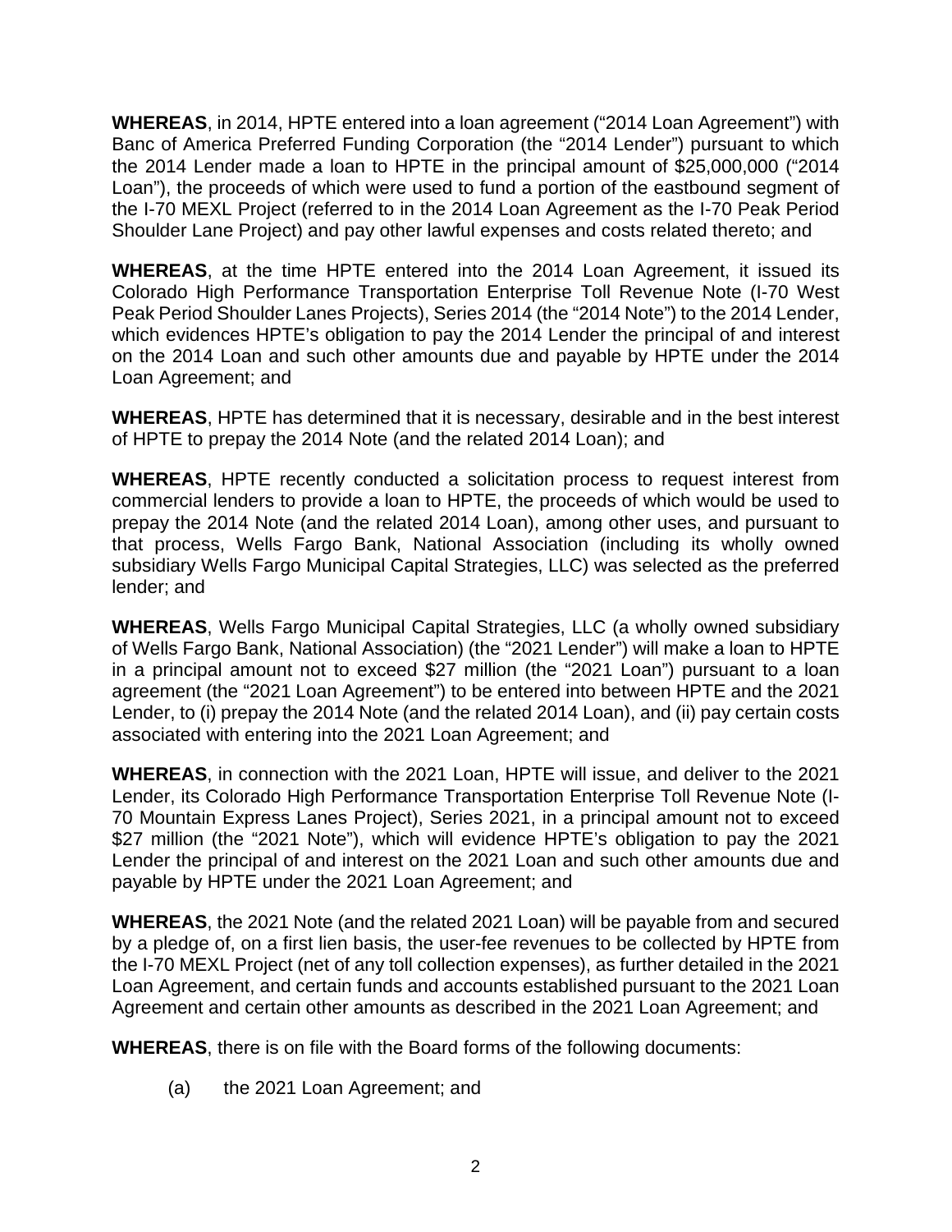**WHEREAS**, in 2014, HPTE entered into a loan agreement ("2014 Loan Agreement") with Banc of America Preferred Funding Corporation (the "2014 Lender") pursuant to which the 2014 Lender made a loan to HPTE in the principal amount of $25,000,000 ("2014 Loan"), the proceeds of which were used to fund a portion of the eastbound segment of the I-70 MEXL Project (referred to in the 2014 Loan Agreement as the I-70 Peak Period Shoulder Lane Project) and pay other lawful expenses and costs related thereto; and

**WHEREAS**, at the time HPTE entered into the 2014 Loan Agreement, it issued its Colorado High Performance Transportation Enterprise Toll Revenue Note (I-70 West Peak Period Shoulder Lanes Projects), Series 2014 (the "2014 Note") to the 2014 Lender, which evidences HPTE's obligation to pay the 2014 Lender the principal of and interest on the 2014 Loan and such other amounts due and payable by HPTE under the 2014 Loan Agreement; and

**WHEREAS**, HPTE has determined that it is necessary, desirable and in the best interest of HPTE to prepay the 2014 Note (and the related 2014 Loan); and

**WHEREAS**, HPTE recently conducted a solicitation process to request interest from commercial lenders to provide a loan to HPTE, the proceeds of which would be used to prepay the 2014 Note (and the related 2014 Loan), among other uses, and pursuant to that process, Wells Fargo Bank, National Association (including its wholly owned subsidiary Wells Fargo Municipal Capital Strategies, LLC) was selected as the preferred lender; and

**WHEREAS**, Wells Fargo Municipal Capital Strategies, LLC (a wholly owned subsidiary of Wells Fargo Bank, National Association) (the "2021 Lender") will make a loan to HPTE in a principal amount not to exceed $27 million (the "2021 Loan") pursuant to a loan agreement (the "2021 Loan Agreement") to be entered into between HPTE and the 2021 Lender, to (i) prepay the 2014 Note (and the related 2014 Loan), and (ii) pay certain costs associated with entering into the 2021 Loan Agreement; and

**WHEREAS**, in connection with the 2021 Loan, HPTE will issue, and deliver to the 2021 Lender, its Colorado High Performance Transportation Enterprise Toll Revenue Note (I-70 Mountain Express Lanes Project), Series 2021, in a principal amount not to exceed $27 million (the "2021 Note"), which will evidence HPTE's obligation to pay the 2021 Lender the principal of and interest on the 2021 Loan and such other amounts due and payable by HPTE under the 2021 Loan Agreement; and

**WHEREAS**, the 2021 Note (and the related 2021 Loan) will be payable from and secured by a pledge of, on a first lien basis, the user-fee revenues to be collected by HPTE from the I-70 MEXL Project (net of any toll collection expenses), as further detailed in the 2021 Loan Agreement, and certain funds and accounts established pursuant to the 2021 Loan Agreement and certain other amounts as described in the 2021 Loan Agreement; and

**WHEREAS**, there is on file with the Board forms of the following documents:

(a) the 2021 Loan Agreement; and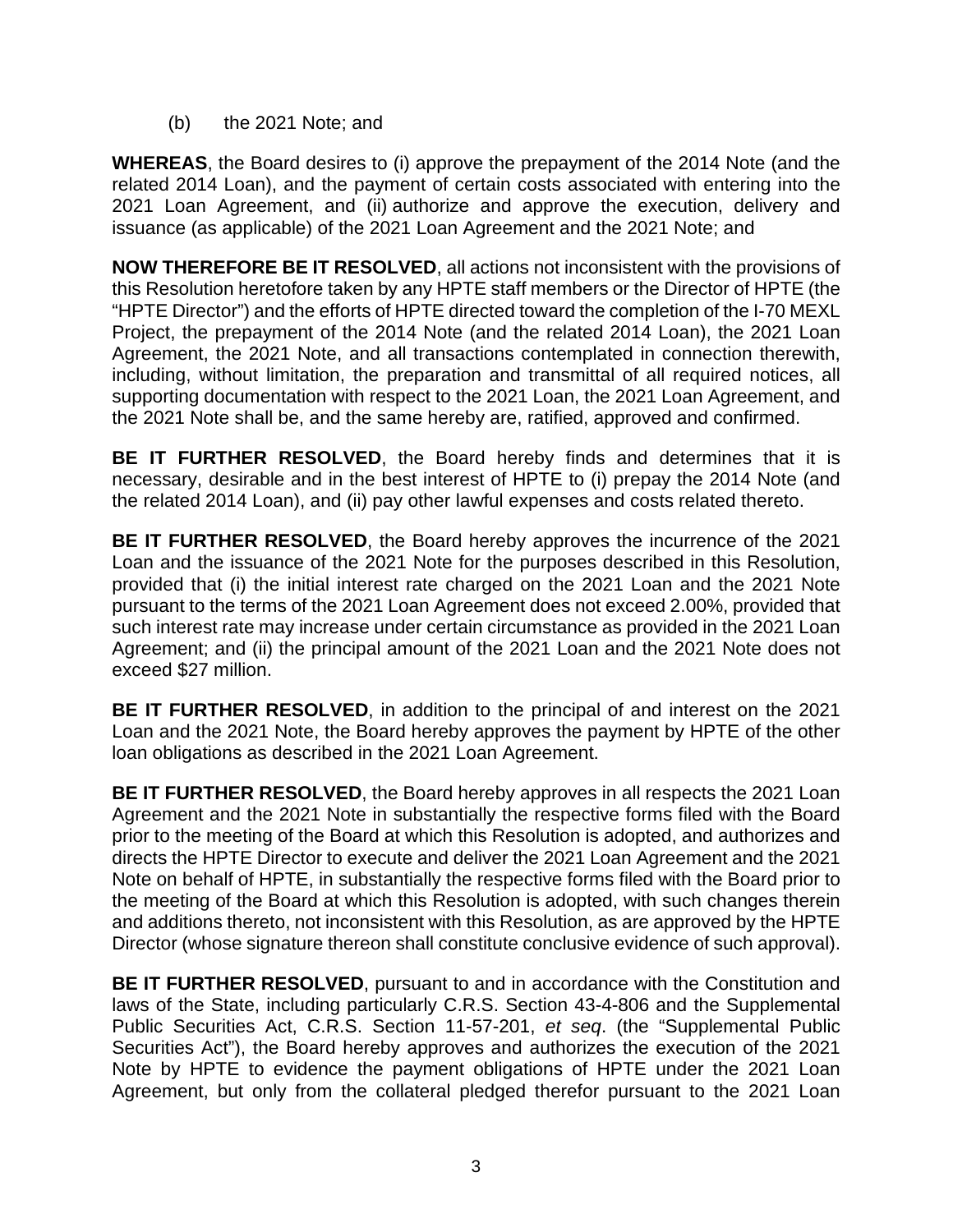(b) the 2021 Note; and

**WHEREAS**, the Board desires to (i) approve the prepayment of the 2014 Note (and the related 2014 Loan), and the payment of certain costs associated with entering into the 2021 Loan Agreement, and (ii) authorize and approve the execution, delivery and issuance (as applicable) of the 2021 Loan Agreement and the 2021 Note; and

**NOW THEREFORE BE IT RESOLVED**, all actions not inconsistent with the provisions of this Resolution heretofore taken by any HPTE staff members or the Director of HPTE (the "HPTE Director") and the efforts of HPTE directed toward the completion of the I-70 MEXL Project, the prepayment of the 2014 Note (and the related 2014 Loan), the 2021 Loan Agreement, the 2021 Note, and all transactions contemplated in connection therewith, including, without limitation, the preparation and transmittal of all required notices, all supporting documentation with respect to the 2021 Loan, the 2021 Loan Agreement, and the 2021 Note shall be, and the same hereby are, ratified, approved and confirmed.

**BE IT FURTHER RESOLVED**, the Board hereby finds and determines that it is necessary, desirable and in the best interest of HPTE to (i) prepay the 2014 Note (and the related 2014 Loan), and (ii) pay other lawful expenses and costs related thereto.

**BE IT FURTHER RESOLVED**, the Board hereby approves the incurrence of the 2021 Loan and the issuance of the 2021 Note for the purposes described in this Resolution, provided that (i) the initial interest rate charged on the 2021 Loan and the 2021 Note pursuant to the terms of the 2021 Loan Agreement does not exceed 2.00%, provided that such interest rate may increase under certain circumstance as provided in the 2021 Loan Agreement; and (ii) the principal amount of the 2021 Loan and the 2021 Note does not exceed $27 million.

**BE IT FURTHER RESOLVED**, in addition to the principal of and interest on the 2021 Loan and the 2021 Note, the Board hereby approves the payment by HPTE of the other loan obligations as described in the 2021 Loan Agreement.

**BE IT FURTHER RESOLVED**, the Board hereby approves in all respects the 2021 Loan Agreement and the 2021 Note in substantially the respective forms filed with the Board prior to the meeting of the Board at which this Resolution is adopted, and authorizes and directs the HPTE Director to execute and deliver the 2021 Loan Agreement and the 2021 Note on behalf of HPTE, in substantially the respective forms filed with the Board prior to the meeting of the Board at which this Resolution is adopted, with such changes therein and additions thereto, not inconsistent with this Resolution, as are approved by the HPTE Director (whose signature thereon shall constitute conclusive evidence of such approval).

**BE IT FURTHER RESOLVED**, pursuant to and in accordance with the Constitution and laws of the State, including particularly C.R.S. Section 43-4-806 and the Supplemental Public Securities Act, C.R.S. Section 11-57-201, *et seq*. (the "Supplemental Public Securities Act"), the Board hereby approves and authorizes the execution of the 2021 Note by HPTE to evidence the payment obligations of HPTE under the 2021 Loan Agreement, but only from the collateral pledged therefor pursuant to the 2021 Loan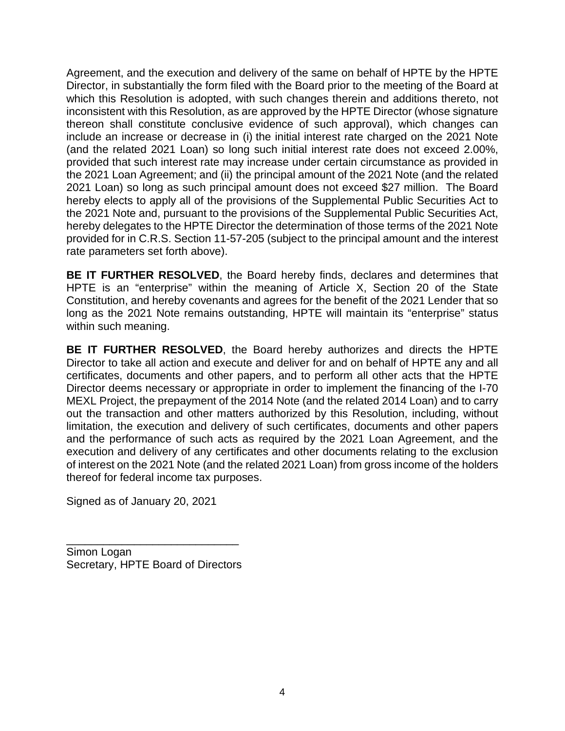Agreement, and the execution and delivery of the same on behalf of HPTE by the HPTE Director, in substantially the form filed with the Board prior to the meeting of the Board at which this Resolution is adopted, with such changes therein and additions thereto, not inconsistent with this Resolution, as are approved by the HPTE Director (whose signature thereon shall constitute conclusive evidence of such approval), which changes can include an increase or decrease in (i) the initial interest rate charged on the 2021 Note (and the related 2021 Loan) so long such initial interest rate does not exceed 2.00%, provided that such interest rate may increase under certain circumstance as provided in the 2021 Loan Agreement; and (ii) the principal amount of the 2021 Note (and the related 2021 Loan) so long as such principal amount does not exceed $27 million. The Board hereby elects to apply all of the provisions of the Supplemental Public Securities Act to the 2021 Note and, pursuant to the provisions of the Supplemental Public Securities Act, hereby delegates to the HPTE Director the determination of those terms of the 2021 Note provided for in C.R.S. Section 11-57-205 (subject to the principal amount and the interest rate parameters set forth above).

**BE IT FURTHER RESOLVED**, the Board hereby finds, declares and determines that HPTE is an "enterprise" within the meaning of Article X, Section 20 of the State Constitution, and hereby covenants and agrees for the benefit of the 2021 Lender that so long as the 2021 Note remains outstanding, HPTE will maintain its "enterprise" status within such meaning.

**BE IT FURTHER RESOLVED**, the Board hereby authorizes and directs the HPTE Director to take all action and execute and deliver for and on behalf of HPTE any and all certificates, documents and other papers, and to perform all other acts that the HPTE Director deems necessary or appropriate in order to implement the financing of the I-70 MEXL Project, the prepayment of the 2014 Note (and the related 2014 Loan) and to carry out the transaction and other matters authorized by this Resolution, including, without limitation, the execution and delivery of such certificates, documents and other papers and the performance of such acts as required by the 2021 Loan Agreement, and the execution and delivery of any certificates and other documents relating to the exclusion of interest on the 2021 Note (and the related 2021 Loan) from gross income of the holders thereof for federal income tax purposes.

Signed as of January 20, 2021

____________________________
Simon Logan
Secretary, HPTE Board of Directors